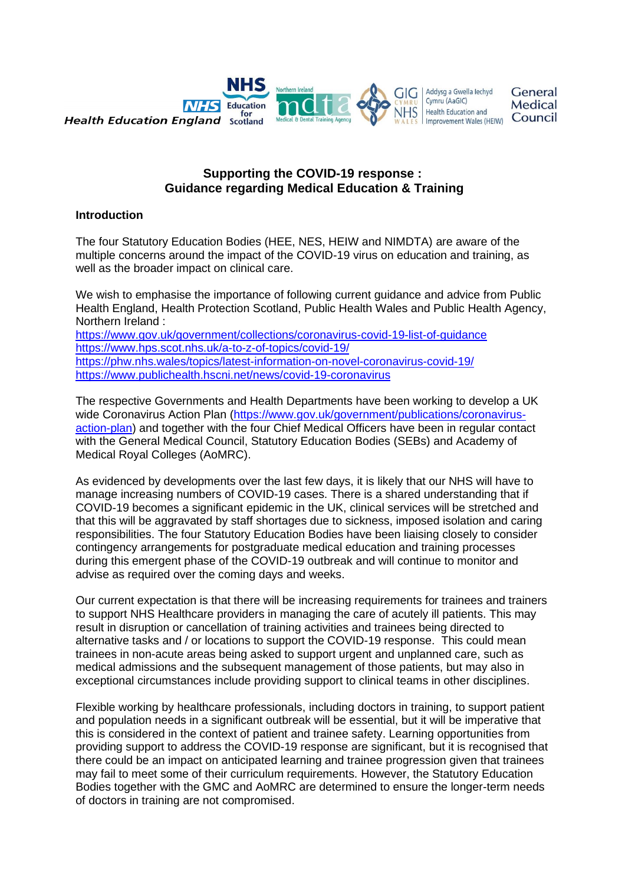Health Education England | NHS Education for Scotland | Northern Ireland Medical & Dental Training Agency | GIG Cymru NHS Wales Addysg a Gwella Iechyd Cymru (AaGIC) Health Education and Improvement Wales (HEIW) | General Medical Council

# Supporting the COVID-19 response : Guidance regarding Medical Education & Training

## Introduction

The four Statutory Education Bodies (HEE, NES, HEIW and NIMDTA) are aware of the multiple concerns around the impact of the COVID-19 virus on education and training, as well as the broader impact on clinical care.

We wish to emphasise the importance of following current guidance and advice from Public Health England, Health Protection Scotland, Public Health Wales and Public Health Agency, Northern Ireland :
https://www.gov.uk/government/collections/coronavirus-covid-19-list-of-guidance
https://www.hps.scot.nhs.uk/a-to-z-of-topics/covid-19/
https://phw.nhs.wales/topics/latest-information-on-novel-coronavirus-covid-19/
https://www.publichealth.hscni.net/news/covid-19-coronavirus

The respective Governments and Health Departments have been working to develop a UK wide Coronavirus Action Plan (https://www.gov.uk/government/publications/coronavirus-action-plan) and together with the four Chief Medical Officers have been in regular contact with the General Medical Council, Statutory Education Bodies (SEBs) and Academy of Medical Royal Colleges (AoMRC).

As evidenced by developments over the last few days, it is likely that our NHS will have to manage increasing numbers of COVID-19 cases. There is a shared understanding that if COVID-19 becomes a significant epidemic in the UK, clinical services will be stretched and that this will be aggravated by staff shortages due to sickness, imposed isolation and caring responsibilities. The four Statutory Education Bodies have been liaising closely to consider contingency arrangements for postgraduate medical education and training processes during this emergent phase of the COVID-19 outbreak and will continue to monitor and advise as required over the coming days and weeks.

Our current expectation is that there will be increasing requirements for trainees and trainers to support NHS Healthcare providers in managing the care of acutely ill patients. This may result in disruption or cancellation of training activities and trainees being directed to alternative tasks and / or locations to support the COVID-19 response. This could mean trainees in non-acute areas being asked to support urgent and unplanned care, such as medical admissions and the subsequent management of those patients, but may also in exceptional circumstances include providing support to clinical teams in other disciplines.

Flexible working by healthcare professionals, including doctors in training, to support patient and population needs in a significant outbreak will be essential, but it will be imperative that this is considered in the context of patient and trainee safety. Learning opportunities from providing support to address the COVID-19 response are significant, but it is recognised that there could be an impact on anticipated learning and trainee progression given that trainees may fail to meet some of their curriculum requirements. However, the Statutory Education Bodies together with the GMC and AoMRC are determined to ensure the longer-term needs of doctors in training are not compromised.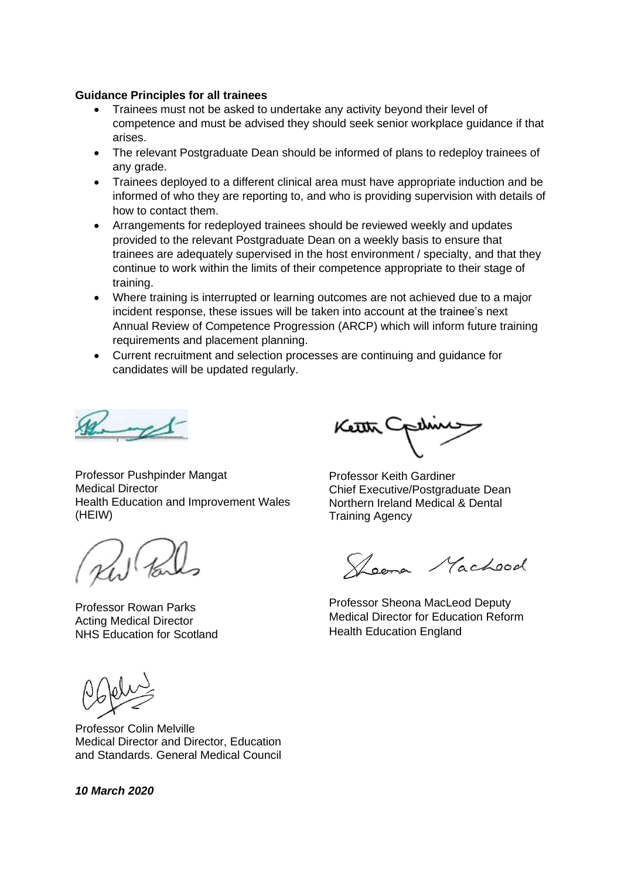**Guidance Principles for all trainees**

- Trainees must not be asked to undertake any activity beyond their level of competence and must be advised they should seek senior workplace guidance if that arises.
- The relevant Postgraduate Dean should be informed of plans to redeploy trainees of any grade.
- Trainees deployed to a different clinical area must have appropriate induction and be informed of who they are reporting to, and who is providing supervision with details of how to contact them.
- Arrangements for redeployed trainees should be reviewed weekly and updates provided to the relevant Postgraduate Dean on a weekly basis to ensure that trainees are adequately supervised in the host environment / specialty, and that they continue to work within the limits of their competence appropriate to their stage of training.
- Where training is interrupted or learning outcomes are not achieved due to a major incident response, these issues will be taken into account at the trainee's next Annual Review of Competence Progression (ARCP) which will inform future training requirements and placement planning.
- Current recruitment and selection processes are continuing and guidance for candidates will be updated regularly.

Professor Pushpinder Mangat
Medical Director
Health Education and Improvement Wales (HEIW)

Professor Keith Gardiner
Chief Executive/Postgraduate Dean
Northern Ireland Medical & Dental Training Agency

Professor Rowan Parks
Acting Medical Director
NHS Education for Scotland

Professor Sheona MacLeod Deputy Medical Director for Education Reform
Health Education England

Professor Colin Melville
Medical Director and Director, Education and Standards. General Medical Council

***10 March 2020***